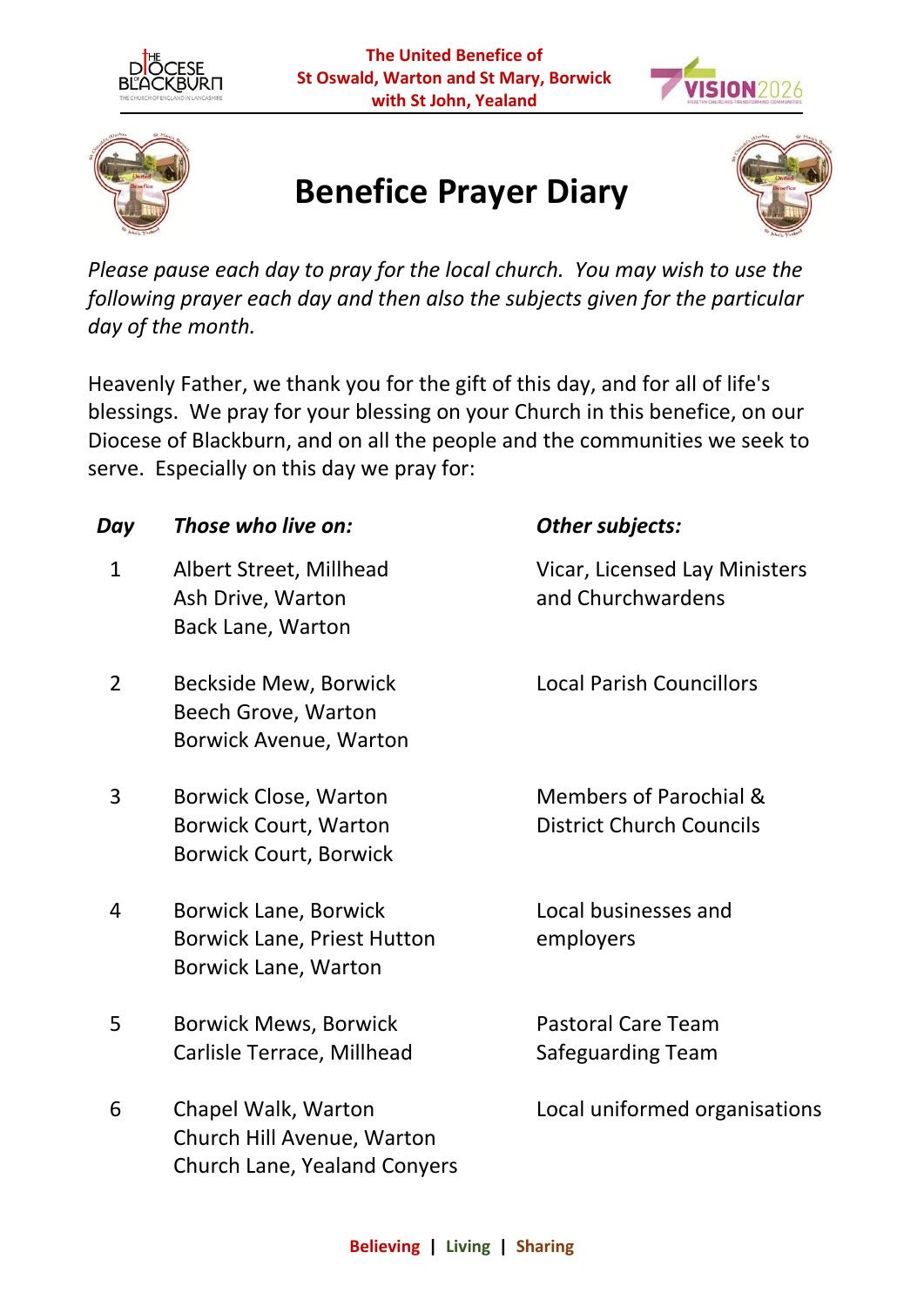The United Benefice of
St Oswald, Warton and St Mary, Borwick
with St John, Yealand

# Benefice Prayer Diary

*Please pause each day to pray for the local church. You may wish to use the following prayer each day and then also the subjects given for the particular day of the month.*

Heavenly Father, we thank you for the gift of this day, and for all of life's blessings. We pray for your blessing on your Church in this benefice, on our Diocese of Blackburn, and on all the people and the communities we seek to serve. Especially on this day we pray for:

| *Day* | *Those who live on:* | *Other subjects:* |
|---|---|---|
| 1 | Albert Street, Millhead<br>Ash Drive, Warton<br>Back Lane, Warton | Vicar, Licensed Lay Ministers and Churchwardens |
| 2 | Beckside Mew, Borwick<br>Beech Grove, Warton<br>Borwick Avenue, Warton | Local Parish Councillors |
| 3 | Borwick Close, Warton<br>Borwick Court, Warton<br>Borwick Court, Borwick | Members of Parochial & District Church Councils |
| 4 | Borwick Lane, Borwick<br>Borwick Lane, Priest Hutton<br>Borwick Lane, Warton | Local businesses and employers |
| 5 | Borwick Mews, Borwick<br>Carlisle Terrace, Millhead | Pastoral Care Team<br>Safeguarding Team |
| 6 | Chapel Walk, Warton<br>Church Hill Avenue, Warton<br>Church Lane, Yealand Conyers | Local uniformed organisations |

**Believing | Living | Sharing**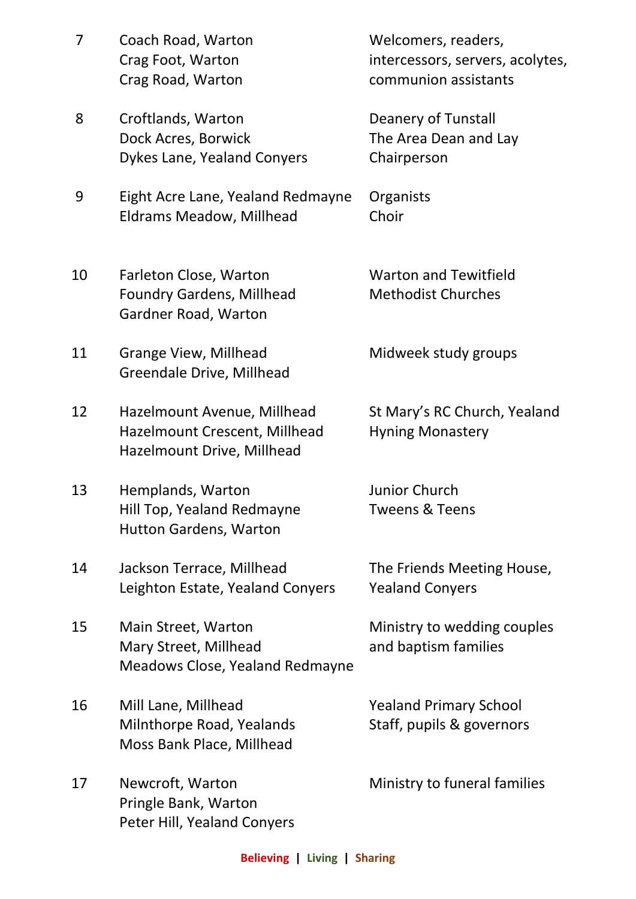| | | |
|---|---|---|
| 7 | Coach Road, Warton<br>Crag Foot, Warton<br>Crag Road, Warton | Welcomers, readers, intercessors, servers, acolytes, communion assistants |
| 8 | Croftlands, Warton<br>Dock Acres, Borwick<br>Dykes Lane, Yealand Conyers | Deanery of Tunstall<br>The Area Dean and Lay Chairperson |
| 9 | Eight Acre Lane, Yealand Redmayne<br>Eldrams Meadow, Millhead | Organists<br>Choir |
| 10 | Farleton Close, Warton<br>Foundry Gardens, Millhead<br>Gardner Road, Warton | Warton and Tewitfield Methodist Churches |
| 11 | Grange View, Millhead<br>Greendale Drive, Millhead | Midweek study groups |
| 12 | Hazelmount Avenue, Millhead<br>Hazelmount Crescent, Millhead<br>Hazelmount Drive, Millhead | St Mary's RC Church, Yealand<br>Hyning Monastery |
| 13 | Hemplands, Warton<br>Hill Top, Yealand Redmayne<br>Hutton Gardens, Warton | Junior Church<br>Tweens & Teens |
| 14 | Jackson Terrace, Millhead<br>Leighton Estate, Yealand Conyers | The Friends Meeting House, Yealand Conyers |
| 15 | Main Street, Warton<br>Mary Street, Millhead<br>Meadows Close, Yealand Redmayne | Ministry to wedding couples and baptism families |
| 16 | Mill Lane, Millhead<br>Milnthorpe Road, Yealands<br>Moss Bank Place, Millhead | Yealand Primary School<br>Staff, pupils & governors |
| 17 | Newcroft, Warton<br>Pringle Bank, Warton<br>Peter Hill, Yealand Conyers | Ministry to funeral families |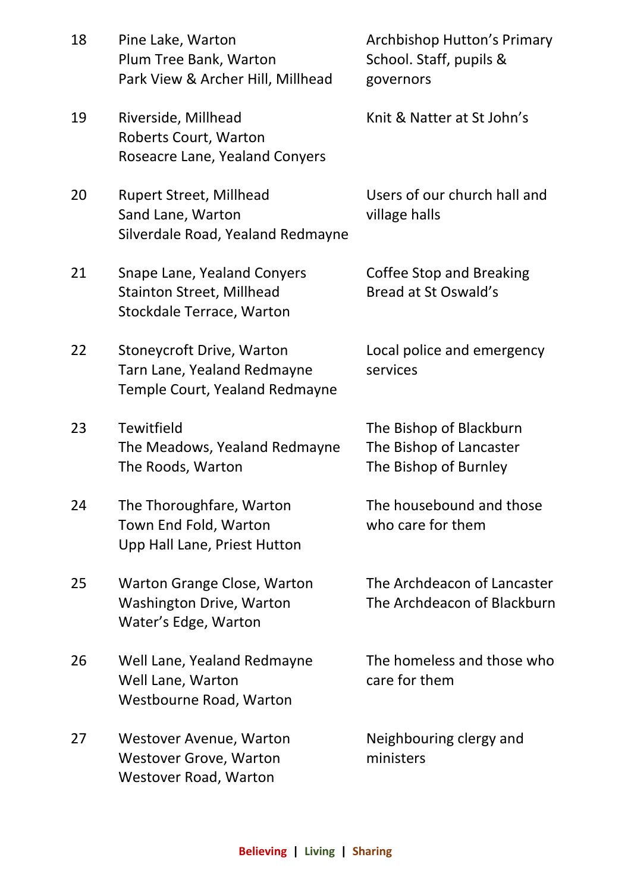| | | |
|---|---|---|
| 18 | Pine Lake, Warton<br>Plum Tree Bank, Warton<br>Park View & Archer Hill, Millhead | Archbishop Hutton's Primary School. Staff, pupils & governors |
| 19 | Riverside, Millhead<br>Roberts Court, Warton<br>Roseacre Lane, Yealand Conyers | Knit & Natter at St John's |
| 20 | Rupert Street, Millhead<br>Sand Lane, Warton<br>Silverdale Road, Yealand Redmayne | Users of our church hall and village halls |
| 21 | Snape Lane, Yealand Conyers<br>Stainton Street, Millhead<br>Stockdale Terrace, Warton | Coffee Stop and Breaking Bread at St Oswald's |
| 22 | Stoneycroft Drive, Warton<br>Tarn Lane, Yealand Redmayne<br>Temple Court, Yealand Redmayne | Local police and emergency services |
| 23 | Tewitfield<br>The Meadows, Yealand Redmayne<br>The Roods, Warton | The Bishop of Blackburn<br>The Bishop of Lancaster<br>The Bishop of Burnley |
| 24 | The Thoroughfare, Warton<br>Town End Fold, Warton<br>Upp Hall Lane, Priest Hutton | The housebound and those who care for them |
| 25 | Warton Grange Close, Warton<br>Washington Drive, Warton<br>Water's Edge, Warton | The Archdeacon of Lancaster<br>The Archdeacon of Blackburn |
| 26 | Well Lane, Yealand Redmayne<br>Well Lane, Warton<br>Westbourne Road, Warton | The homeless and those who care for them |
| 27 | Westover Avenue, Warton<br>Westover Grove, Warton<br>Westover Road, Warton | Neighbouring clergy and ministers |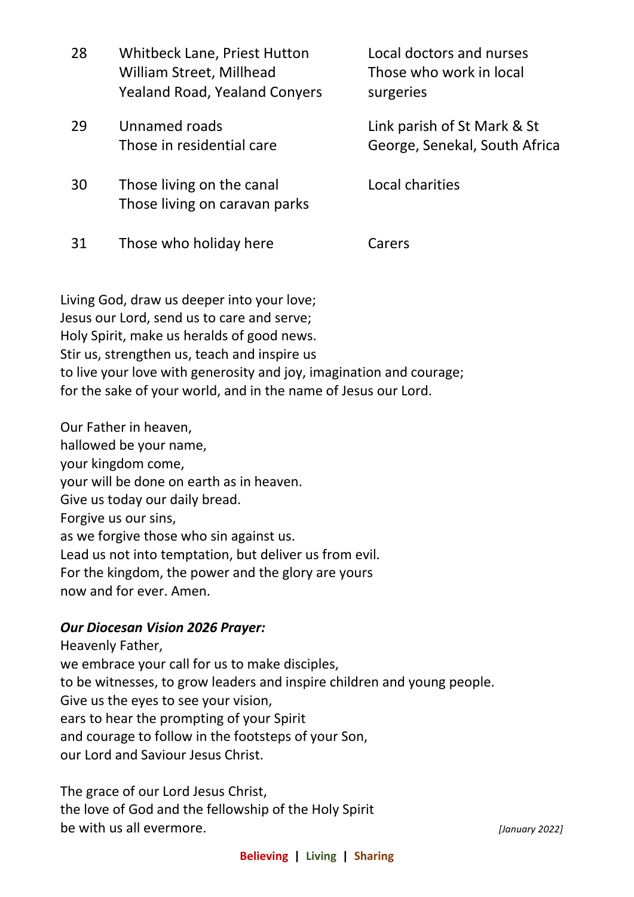| | | |
|---|---|---|
| 28 | Whitbeck Lane, Priest Hutton<br>William Street, Millhead<br>Yealand Road, Yealand Conyers | Local doctors and nurses<br>Those who work in local surgeries |
| 29 | Unnamed roads<br>Those in residential care | Link parish of St Mark & St George, Senekal, South Africa |
| 30 | Those living on the canal<br>Those living on caravan parks | Local charities |
| 31 | Those who holiday here | Carers |

Living God, draw us deeper into your love;
Jesus our Lord, send us to care and serve;
Holy Spirit, make us heralds of good news.
Stir us, strengthen us, teach and inspire us
to live your love with generosity and joy, imagination and courage;
for the sake of your world, and in the name of Jesus our Lord.

Our Father in heaven,
hallowed be your name,
your kingdom come,
your will be done on earth as in heaven.
Give us today our daily bread.
Forgive us our sins,
as we forgive those who sin against us.
Lead us not into temptation, but deliver us from evil.
For the kingdom, the power and the glory are yours
now and for ever. Amen.

***Our Diocesan Vision 2026 Prayer:***
Heavenly Father,
we embrace your call for us to make disciples,
to be witnesses, to grow leaders and inspire children and young people.
Give us the eyes to see your vision,
ears to hear the prompting of your Spirit
and courage to follow in the footsteps of your Son,
our Lord and Saviour Jesus Christ.

The grace of our Lord Jesus Christ,
the love of God and the fellowship of the Holy Spirit
be with us all evermore.

*[January 2022]*

**Believing | Living | Sharing**